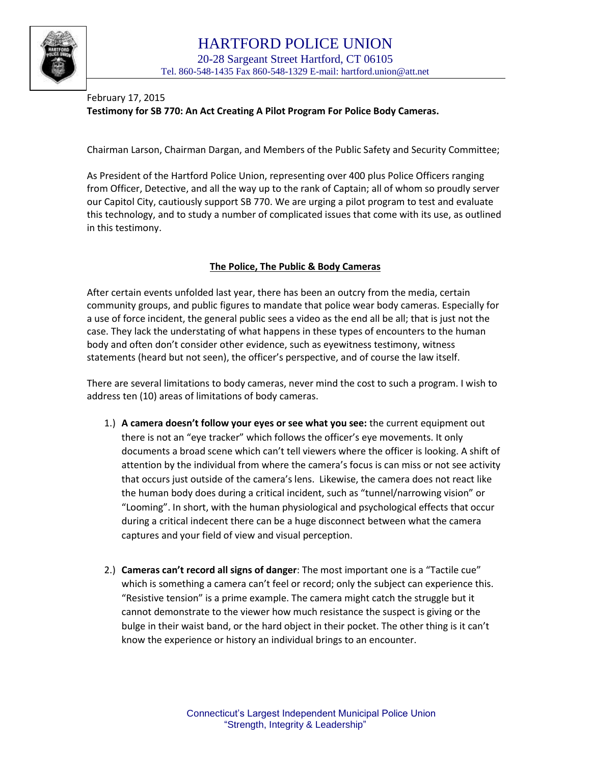# HARTFORD POLICE UNION

20-28 Sargeant Street Hartford, CT 06105
Tel. 860-548-1435 Fax 860-548-1329 E-mail: hartford.union@att.net

February 17, 2015
**Testimony for SB 770: An Act Creating A Pilot Program For Police Body Cameras.**

Chairman Larson, Chairman Dargan, and Members of the Public Safety and Security Committee;

As President of the Hartford Police Union, representing over 400 plus Police Officers ranging from Officer, Detective, and all the way up to the rank of Captain; all of whom so proudly server our Capitol City, cautiously support SB 770. We are urging a pilot program to test and evaluate this technology, and to study a number of complicated issues that come with its use, as outlined in this testimony.

## The Police, The Public & Body Cameras

After certain events unfolded last year, there has been an outcry from the media, certain community groups, and public figures to mandate that police wear body cameras. Especially for a use of force incident, the general public sees a video as the end all be all; that is just not the case. They lack the understating of what happens in these types of encounters to the human body and often don't consider other evidence, such as eyewitness testimony, witness statements (heard but not seen), the officer's perspective, and of course the law itself.

There are several limitations to body cameras, never mind the cost to such a program. I wish to address ten (10) areas of limitations of body cameras.

1.) **A camera doesn't follow your eyes or see what you see:** the current equipment out there is not an "eye tracker" which follows the officer's eye movements. It only documents a broad scene which can't tell viewers where the officer is looking. A shift of attention by the individual from where the camera's focus is can miss or not see activity that occurs just outside of the camera's lens. Likewise, the camera does not react like the human body does during a critical incident, such as "tunnel/narrowing vision" or "Looming". In short, with the human physiological and psychological effects that occur during a critical indecent there can be a huge disconnect between what the camera captures and your field of view and visual perception.

2.) **Cameras can't record all signs of danger**: The most important one is a "Tactile cue" which is something a camera can't feel or record; only the subject can experience this. "Resistive tension" is a prime example. The camera might catch the struggle but it cannot demonstrate to the viewer how much resistance the suspect is giving or the bulge in their waist band, or the hard object in their pocket. The other thing is it can't know the experience or history an individual brings to an encounter.

Connecticut's Largest Independent Municipal Police Union
"Strength, Integrity & Leadership"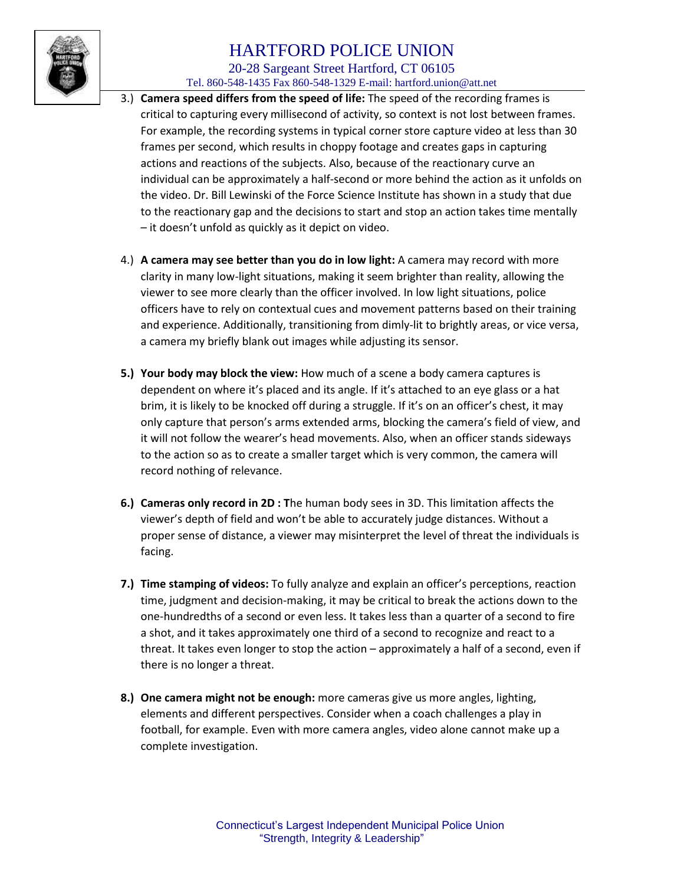3.) **Camera speed differs from the speed of life:** The speed of the recording frames is critical to capturing every millisecond of activity, so context is not lost between frames. For example, the recording systems in typical corner store capture video at less than 30 frames per second, which results in choppy footage and creates gaps in capturing actions and reactions of the subjects. Also, because of the reactionary curve an individual can be approximately a half-second or more behind the action as it unfolds on the video. Dr. Bill Lewinski of the Force Science Institute has shown in a study that due to the reactionary gap and the decisions to start and stop an action takes time mentally – it doesn't unfold as quickly as it depict on video.

4.) **A camera may see better than you do in low light:** A camera may record with more clarity in many low-light situations, making it seem brighter than reality, allowing the viewer to see more clearly than the officer involved. In low light situations, police officers have to rely on contextual cues and movement patterns based on their training and experience. Additionally, transitioning from dimly-lit to brightly areas, or vice versa, a camera my briefly blank out images while adjusting its sensor.

**5.) Your body may block the view:** How much of a scene a body camera captures is dependent on where it's placed and its angle. If it's attached to an eye glass or a hat brim, it is likely to be knocked off during a struggle. If it's on an officer's chest, it may only capture that person's arms extended arms, blocking the camera's field of view, and it will not follow the wearer's head movements. Also, when an officer stands sideways to the action so as to create a smaller target which is very common, the camera will record nothing of relevance.

**6.) Cameras only record in 2D : T**he human body sees in 3D. This limitation affects the viewer's depth of field and won't be able to accurately judge distances. Without a proper sense of distance, a viewer may misinterpret the level of threat the individuals is facing.

**7.) Time stamping of videos:** To fully analyze and explain an officer's perceptions, reaction time, judgment and decision-making, it may be critical to break the actions down to the one-hundredths of a second or even less. It takes less than a quarter of a second to fire a shot, and it takes approximately one third of a second to recognize and react to a threat. It takes even longer to stop the action – approximately a half of a second, even if there is no longer a threat.

**8.) One camera might not be enough:** more cameras give us more angles, lighting, elements and different perspectives. Consider when a coach challenges a play in football, for example. Even with more camera angles, video alone cannot make up a complete investigation.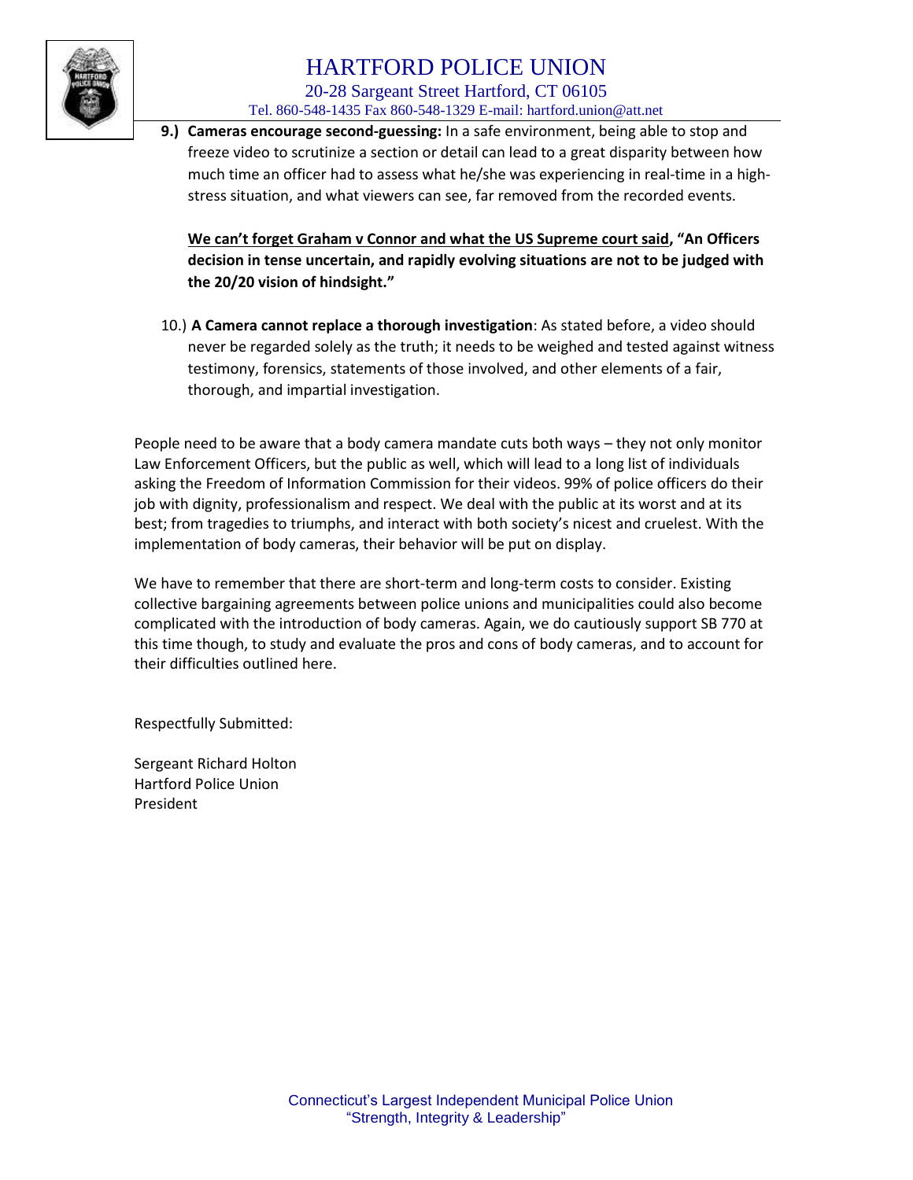9.) **Cameras encourage second-guessing:** In a safe environment, being able to stop and freeze video to scrutinize a section or detail can lead to a great disparity between how much time an officer had to assess what he/she was experiencing in real-time in a high-stress situation, and what viewers can see, far removed from the recorded events.

**<u>We can't forget Graham v Connor and what the US Supreme court said</u>, "An Officers decision in tense uncertain, and rapidly evolving situations are not to be judged with the 20/20 vision of hindsight."**

10.) **A Camera cannot replace a thorough investigation**: As stated before, a video should never be regarded solely as the truth; it needs to be weighed and tested against witness testimony, forensics, statements of those involved, and other elements of a fair, thorough, and impartial investigation.

People need to be aware that a body camera mandate cuts both ways – they not only monitor Law Enforcement Officers, but the public as well, which will lead to a long list of individuals asking the Freedom of Information Commission for their videos. 99% of police officers do their job with dignity, professionalism and respect. We deal with the public at its worst and at its best; from tragedies to triumphs, and interact with both society's nicest and cruelest. With the implementation of body cameras, their behavior will be put on display.

We have to remember that there are short-term and long-term costs to consider. Existing collective bargaining agreements between police unions and municipalities could also become complicated with the introduction of body cameras. Again, we do cautiously support SB 770 at this time though, to study and evaluate the pros and cons of body cameras, and to account for their difficulties outlined here.

Respectfully Submitted:

Sergeant Richard Holton
Hartford Police Union
President